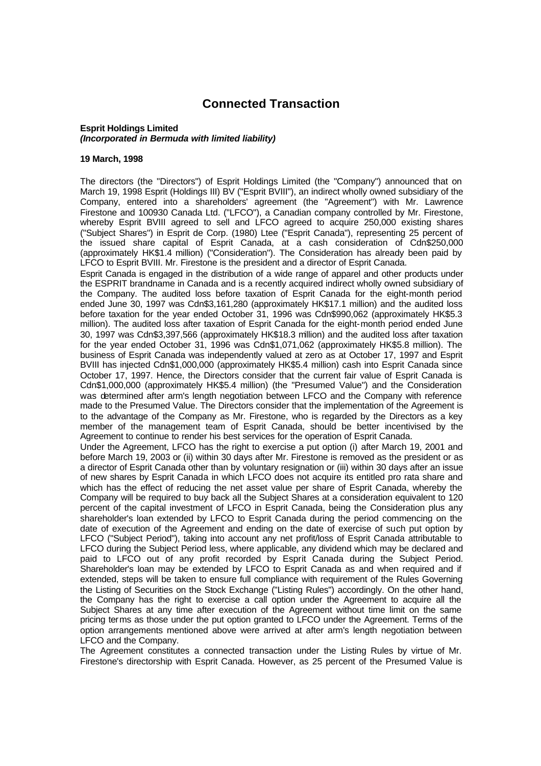# Connected Transaction

**Esprit Holdings Limited**
***(Incorporated in Bermuda with limited liability)***

**19 March, 1998**

The directors (the "Directors") of Esprit Holdings Limited (the "Company") announced that on March 19, 1998 Esprit (Holdings III) BV ("Esprit BVIII"), an indirect wholly owned subsidiary of the Company, entered into a shareholders' agreement (the "Agreement") with Mr. Lawrence Firestone and 100930 Canada Ltd. ("LFCO"), a Canadian company controlled by Mr. Firestone, whereby Esprit BVIII agreed to sell and LFCO agreed to acquire 250,000 existing shares ("Subject Shares") in Esprit de Corp. (1980) Ltee ("Esprit Canada"), representing 25 percent of the issued share capital of Esprit Canada, at a cash consideration of Cdn$250,000 (approximately HK$1.4 million) ("Consideration"). The Consideration has already been paid by LFCO to Esprit BVIII. Mr. Firestone is the president and a director of Esprit Canada.

Esprit Canada is engaged in the distribution of a wide range of apparel and other products under the ESPRIT brandname in Canada and is a recently acquired indirect wholly owned subsidiary of the Company. The audited loss before taxation of Esprit Canada for the eight-month period ended June 30, 1997 was Cdn$3,161,280 (approximately HK$17.1 million) and the audited loss before taxation for the year ended October 31, 1996 was Cdn$990,062 (approximately HK$5.3 million). The audited loss after taxation of Esprit Canada for the eight-month period ended June 30, 1997 was Cdn$3,397,566 (approximately HK$18.3 million) and the audited loss after taxation for the year ended October 31, 1996 was Cdn$1,071,062 (approximately HK$5.8 million). The business of Esprit Canada was independently valued at zero as at October 17, 1997 and Esprit BVIII has injected Cdn$1,000,000 (approximately HK$5.4 million) cash into Esprit Canada since October 17, 1997. Hence, the Directors consider that the current fair value of Esprit Canada is Cdn$1,000,000 (approximately HK$5.4 million) (the "Presumed Value") and the Consideration was determined after arm's length negotiation between LFCO and the Company with reference made to the Presumed Value. The Directors consider that the implementation of the Agreement is to the advantage of the Company as Mr. Firestone, who is regarded by the Directors as a key member of the management team of Esprit Canada, should be better incentivised by the Agreement to continue to render his best services for the operation of Esprit Canada.

Under the Agreement, LFCO has the right to exercise a put option (i) after March 19, 2001 and before March 19, 2003 or (ii) within 30 days after Mr. Firestone is removed as the president or as a director of Esprit Canada other than by voluntary resignation or (iii) within 30 days after an issue of new shares by Esprit Canada in which LFCO does not acquire its entitled pro rata share and which has the effect of reducing the net asset value per share of Esprit Canada, whereby the Company will be required to buy back all the Subject Shares at a consideration equivalent to 120 percent of the capital investment of LFCO in Esprit Canada, being the Consideration plus any shareholder's loan extended by LFCO to Esprit Canada during the period commencing on the date of execution of the Agreement and ending on the date of exercise of such put option by LFCO ("Subject Period"), taking into account any net profit/loss of Esprit Canada attributable to LFCO during the Subject Period less, where applicable, any dividend which may be declared and paid to LFCO out of any profit recorded by Esprit Canada during the Subject Period. Shareholder's loan may be extended by LFCO to Esprit Canada as and when required and if extended, steps will be taken to ensure full compliance with requirement of the Rules Governing the Listing of Securities on the Stock Exchange ("Listing Rules") accordingly. On the other hand, the Company has the right to exercise a call option under the Agreement to acquire all the Subject Shares at any time after execution of the Agreement without time limit on the same pricing terms as those under the put option granted to LFCO under the Agreement. Terms of the option arrangements mentioned above were arrived at after arm's length negotiation between LFCO and the Company.

The Agreement constitutes a connected transaction under the Listing Rules by virtue of Mr. Firestone's directorship with Esprit Canada. However, as 25 percent of the Presumed Value is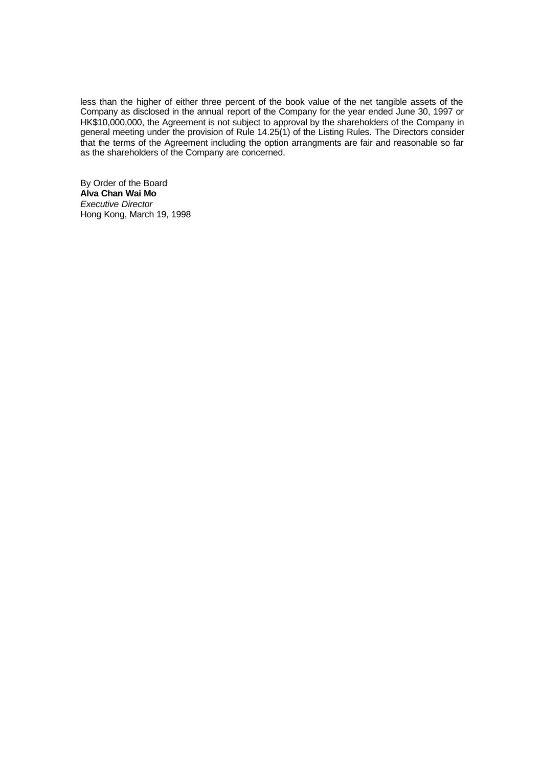less than the higher of either three percent of the book value of the net tangible assets of the Company as disclosed in the annual report of the Company for the year ended June 30, 1997 or HK$10,000,000, the Agreement is not subject to approval by the shareholders of the Company in general meeting under the provision of Rule 14.25(1) of the Listing Rules. The Directors consider that the terms of the Agreement including the option arrangments are fair and reasonable so far as the shareholders of the Company are concerned.

By Order of the Board  
**Alva Chan Wai Mo**  
*Executive Director*  
Hong Kong, March 19, 1998